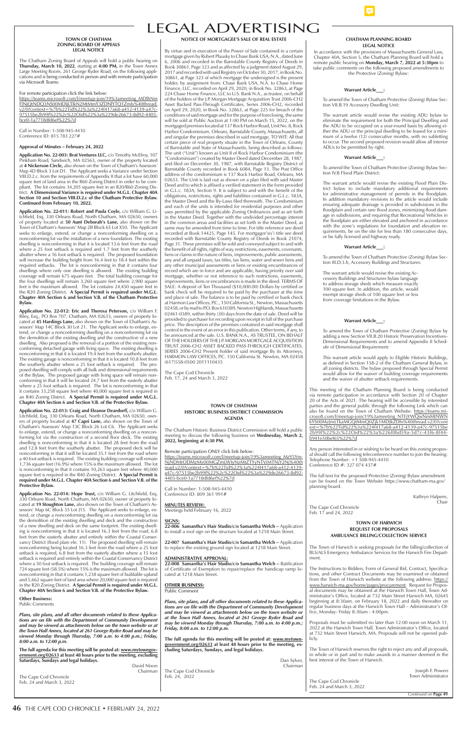# LEGAL ADVERTISING

## TOWN OF CHATHAM ZONING BOARD OF APPEALS LEGAL NOTICE

The Chatham Zoning Board of Appeals will hold a public hearing on **Thursday, March 10, 2022**, starting at **4:00 PM,** in the Town Annex Large Meeting Room, 261 George Ryder Road, on the following applications and is being conducted in person and with remote participation via Microsoft Teams:

For remote participation click the link below:
https://teams.microsoft.com/l/meetup-join/19%3ameeting_MDlhNmFlNjQtNDQ3NS00MDljLTlkN2MtMmY3ZDNlYTQ1Zmly%40thread.v2/0?context=%7b%22Tid%22%3a%224f417a68-a412-4139-a47c-97515be2b99f%22%2c%22Oid%22%3a%229de26673-8d92-4405-bce0-1a7718dfd6ef%22%7d

Call in Number: 1-508-945-4410
Conference ID: 815 783 227#

**Approval of Minutes – February 24, 2022**

**Application No. 22-003: Brat Ventures LLC,** c/o Timothy McElroy, 107 Pinkham Road, Sandwich, MA 02563, owner of the property located at **4 Nickerson Circle,** also shown on the Town of Chatham's Assessors' Map 4D Block 3 Lot D1. The Applicant seeks a Variance under Section VIII.D.2.c. from the requirements of Appendix II that a lot have 60,000 square feet of land area in the R60 Zoning District in order to be compliant. The lot contains 34,205 square feet in an R20/R60 Zoning District. **A Dimensional Variance is required under M.G.L. Chapter 40A Section 10 and Section VIII.D.2.c of the Chatham Protective Bylaw. Continued from February 10, 2022.**

**Application No. 22-011: Robert and Paula Coyle,** c/o William G. Litchfield, Esq, 330 Orleans Road, North Chatham, MA 02650, owners of property located at **50 Aunt Deborah's Lane,** also shown on the Town of Chatham's Assessors' Map 2B Block 65 Lot X50. The Applicant seeks to enlarge, extend, or change a nonconforming dwelling on a nonconforming lot via the installation of a new foundation. The existing dwelling is nonconforming in that it is located 13.6 feet from the road where a 25 foot setback is required and 1.7 feet from the southerly abutter where a 16 foot setback is required. The proposed foundation will increase the building height from 16.4 feet to 18.4 feet within the required setbacks. The lot is nonconforming in that it contains four dwellings where only one dwelling is allowed. The existing building coverage will remain 675 square feet. The total building coverage for the four dwellings will remain 3,260 square feet where 2,900 square feet is the maximum allowed. The lot contains 24,450 square feet in the R20 Zoning District. **A Special Permit is required under M.G.L. Chapter 40A Section 6 and Section V.B. of the Chatham Protective Bylaw.**

**Application No. 22-012: Eric and Theresa Peterson,** c/o William F. Riley, Esq., PO Box 707, Chatham, MA 02633, owners of property located at **45 Hardings Lane,** also shown on the Town of Chatham's Assessors' Map 14C Block 30 Lot 21. The Applicant seeks to enlarge, extend, or change a nonconforming dwelling on a nonconforming lot via the demolition of the existing dwelling and the construction of a new dwelling. Also proposed is the removal of a portion of the existing nonconforming detached garage with living space. The existing dwelling is nonconforming in that it is located 19.4 feet from the southerly abutter. The existing garage is nonconforming in that it is located 10.8 feet from the southerly abutter where a 25 foot setback is required. The proposed dwelling will comply with all bulk and dimensional requirements of the Bylaw. The proposed garage with living space will remain nonconforming in that it will be located 24.7 feet from the easterly abutter where a 25 foot setback is required. The lot is nonconforming in that it contains 33,258 square feet where 40,000 square feet is required in an R40 Zoning District. **A Special Permit is required under M.G.L. Chapter 40A Section 6 and Section V.B. of the Protective Bylaw.**

**Application No. 22-013: Craig and Eleanor Deardorff,** c/o William G. Litchfield, Esq, 330 Orleans Road, North Chatham, MA 02650, owners of property located at **47 Capri Lane,** also shown on the Town of Chatham's Assessors' Map 13C Block 26 Lot C6. The Applicant seeks to enlarge, extend, or change a nonconforming dwelling on a nonconforming lot via the construction of a second floor deck. The existing dwelling is nonconforming in that it is located 28 feet from the road and 12.8 feet from the southerly abutter. The proposed deck will be nonconforming in that it will be located 35.1 feet from the road where a 40 foot setback is required. The existing building coverage will remain 1,736 square feet (16.9%) where 15% is the maximum allowed. The lot is nonconforming in that it contains 10,263 square feet where 40,000 square feet is required in the R40 Zoning District. **A Special Permit is required under M.G.L. Chapter 40A Section 6 and Section V.B. of the Protective Bylaw.**

**Application No. 22-014: Hope Trust,** c/o William G. Litchfield, Esq, 330 Orleans Road, North Chatham, MA 02650, owner of property located at **19 Stoughton Lane,** also shown on the Town of Chatham's Assessors' Map 6C Block 55 Lot J15. The Applicant seeks to enlarge, extend, or change a nonconforming dwelling on a nonconforming lot via the demolition of the existing dwelling and deck and the construction of a new dwelling and deck on the same footprint. The existing dwelling is nonconforming in that it is located 16.3 feet from the road, 6.8 feet from the easterly abutter and entirely within the Coastal Conservancy District (flood plain ele. 11). The proposed dwelling will remain nonconforming being located 16.3 feet from the road where a 25 foot setback is required, 6.8 feet from the easterly abutter where a 15 foot setback is required and entirely within the Coastal Conservancy District where a 50 foot setback is required. The building coverage will remain 724 square feet (58.5%) where 15% is the maximum allowed. The lot is nonconforming in that it contains 1,238 square feet of buildable upland and 5,662 square feet of land area where 20,000 square feet is required in the R20 Zoning District. **A Special Permit is required under M.G.L. Chapter 40A Section 6 and Section V.B. of the Protective Bylaw.**

**Other Business:**
Public Comments

***Plans, site plans, and all other documents related to these Applications are on file with the Department of Community Development and may be viewed as attachments below on the town website or at the Town Hall Annex, located at 261 George Ryder Road and may be viewed Monday through Thursday, 7:00 a.m. to 4:00 p.m.; Friday, 8:00 a.m. to 12:00 p.m.***

**The full agenda for this meeting will be posted at: www.mytowngovernment.org/02633 at least 48 hours prior to the meeting, excluding Saturdays, Sundays and legal holidays.**

David Nixon
Chairman

The Cape Cod Chronicle
Feb. 24 and March 3, 2022

## NOTICE OF MORTGAGEE'S SALE OF REAL ESTATE

By virtue and in execution of the Power of Sale contained in a certain mortgage given by Robert Plausky to Chase Bank USA, N.A., dated June 6, 2006 and recorded in the Barnstable County Registry of Deeds in Book 30861, Page 323 and as affected by a judgment dated August 29, 2017 and recorded with said Registry on October 30, 2017, in Book No. 30861, at Page 323 of which mortgage the undersigned is the present holder, by assignment from: Chase Bank USA, N.A. to Chase Home Finance, LLC, recorded on April 29, 2020, in Book No. 32863, at Page 224 Chase Home Finance, LLC to U.S. Bank N.A., as trustee, on behalf of the holders of the J.P. Morgan Mortgage Acquisition Trust 2006-CH2 Asset Backed Pass-Through Certificates, Series 2006-CH2, recorded on April 29, 2020, in Book No. 32863, at Page 225 for breach of the conditions of said mortgage and for the purpose of foreclosing, the same will be sold at Public Auction at 1:00 PM on March 15, 2022, on the mortgaged premises located at 137 Rock Harbor Road, Unit No. 8, Rock Harbor Condominium, Orleans, Barnstable County, Massachusetts, all and singular the premises described in said mortgage, TO WIT: All that certain piece of real property situate in the Town of Orleans, County of Barnstable and State of Massachusetts, being described as follows: The unit ("Unit") known as Unit 8 of Rock Harbor Condominium (the "Condominium") created by Master Deed dated December 28, 1987, and filed on December 30, 1987, with Barnstable Registry District of Barnstable County recorded in Book 6084, Page 13. The Post Office address of the condominium is 137 Rock Harbor Road, Orleans, MA 02653. The Unit is laid out as shown on a plan filed with said Master Deed and to which is affixed a verified statement in the form provided in G.L.c. 183A, Section 9. It is subject to and with the benefit of the obligations, restrictions, rights and liabilities contained in G.L.c. 183A, the Master Deed and the By-Laws filed therewith. The Condominium and each of the units is intended for residential purposes and other uses permitted by the applicable Zoning Ordinances and as set forth in the Master Deed. Together with the undivided percentage interest in the common areas and facilities as set forth in the Master Deed, as same may be amended from time to time. For title reference see deed recorded at Book 14425, Page 145. For mortgagor's(s') title see deed recorded with Barnstable County Registry of Deeds in Book 21074, Page 31. These premises will be sold and conveyed subject to and with the benefit of all rights, rights of way, restrictions, easements, covenants, liens or claims in the nature of liens, improvements, public assessments, any and all unpaid taxes, tax titles, tax liens, water and sewer liens and any other municipal assessments or liens or existing encumbrances of record which are in force and are applicable, having priority over said mortgage, whether or not reference to such restrictions, easements, improvements, liens or encumbrances is made in the deed. TERMS OF SALE: A deposit of Ten Thousand ($10,000.00) Dollars by certified or bank check will be required to be paid by the purchaser at the time and place of sale. The balance is to be paid by certified or bank check at Harmon Law Offices, P.C., 150 California St., Newton, Massachusetts 02458, or by mail to P.O. Box 610389, Newton Highlands, Massachusetts 02461-0389, within thirty (30) days from the date of sale. Deed will be provided to purchaser for recording upon receipt in full of the purchase price. The description of the premises contained in said mortgage shall control in the event of an error in this publication. Other terms, if any, to be announced at the sale. U.S. BANK N.A., AS TRUSTEE, ON BEHALF OF THE HOLDERS OF THE J.P. MORGAN MORTGAGE ACQUISITION TRUST 2006-CH2 ASSET BACKED PASS-THROUGH CERTIFICATES, SERIES 2006-CH2 Present holder of said Mortgage By its Attorneys, HARMON LAW OFFICES, P.C. 150 California St. Newton, MA 02458 (617)558-0500 2011110435

The Cape Cod Chronicle
Feb. 17, 24 and March 3, 2022

## TOWN OF CHATHAM HISTORIC BUSINESS DISTRICT COMMISSION AGENDA

The Chatham Historic Business District Commission will hold a public meeting to discuss the following business on **Wednesday, March 2, 2022, beginning at 4:30 PM.**

Remote participation ONLY click link below:
https://teams.microsoft.com/l/meetup-join/19%3ameeting_MzY5YmNjNDMtODMzMy00MGZmLWIyNzMtZTYyNTViMTNjY2Nj%40thread.v2/0?context=%7b%22Tid%22%3a%224f417a68-a412-4139-a47c-97515be2b99f%22%2c%22Oid%22%3a%229de26673-8d92-4405-bce0-1a7718dfd6ef%22%7d

Call in Number: 1-508-945-4410
Conference ID: 809 361 991#

**MINUTES REVIEW:**
Meetings held February 16, 2022

**SIGNS:**
**22-006 Samantha's Hair Studio/c/o Samantha Welch –** Application to install a roof sign on the structure located at 1218 Main Street.

**22-007 Samantha's Hair Studio/c/o Samantha Welch –** Application to replace the existing ground sign located at 1218 Main Street.

**ADMINISTRATIVE APPROVAL:**
**22-008 Samantha's Hair Studio/c/o Samantha Welch –** Ratification of Certificate of Exemption to repair/replace the handicap ramp located at 1218 Main Street.

**OTHER BUSINESS:**
Public Comment

***Plans, site plans, and all other documents related to these Applications are on file with the Department of Community Development and may be viewed as attachments below on the town website or at the Town Hall Annex, located at 261 George Ryder Road and may be viewed Monday through Thursday, 7:00 a.m. to 4:00 p.m.; Friday, 8:00 a.m. to 12:00 p.m.***

**The full agenda for this meeting will be posted at: www.mytowngovernment.org/02633 at least 48 hours prior to the meeting, excluding Saturdays, Sundays, and legal holidays.**

Dan Sylver,
Chairman

The Cape Cod Chronicle
Feb. 24, 2022

## CHATHAM PLANNING BOARD LEGAL NOTICE

In accordance with the provisions of Massachusetts General Law, Chapter 40A, Section 5, the Chatham Planning Board will hold a remote public hearing on **Monday, March 7, 2022 at 5:30pm** to take public comments on the following proposed amendments to the Protective (Zoning) Bylaw:

**Warrant Article___:**

To amend the Town of Chatham Protective (Zoning) Bylaw Section VII.B.19 Accessory Dwelling Unit:

The warrant article would revise the existing ADU bylaw to eliminate the requirement for both the Principal Dwelling and the ADU to be occupied on a year-round basis by allowing either the ADU or the principal dwelling to be leased for a minimum of a twelve (12) consecutive months, with no subletting to occur. The second proposed revision would allow all interior ADUs to be permitted by right.

**Warrant Article___:**

To amend the Town of Chatham Protective (Zoning) Bylaw Section IV.B Flood Plain District:

The warrant article would revise the existing Flood Plain District bylaw to include mandatory additional requirements for administrative management of permits in the floodplain. In addition mandatory revisions to the article would include ensuring adequate drainage is provided in subdivisions in the floodplain and certain rare flood zones, minimizing flood damage in subdivisions, and requiring that Recreational Vehicles in the floodplain are either elevated and anchored in accordance with the zone's regulations for foundation and elevation requirements, be on the site for less than 180 consecutive days, or be fully licensed and highway ready.

**Warrant Article___:**

To amend the Town of Chatham Protective (Zoning) Bylaw Section III.D.3.h, Accessory Buildings and Structures:

The warrant article would revise the existing Accessory Buildings and Structures bylaw language to address storage sheds which measure exactly 100 square feet. In addition, the article, would exempt storage sheds of 100 square feet or less from coverage limitations in the Bylaw.

**Warrant Article___:**

To amend the Town of Chatham Protective (Zoning) Bylaw by adding a new Section VII.B.20 Historic Preservation Incentives-Dimensional Requirements and to amend Appendix II Schedule of Dimensional Requirement:

This warrant article would apply to Eligible Historic Buildings, as defined in Section 158-2 of the Chatham General Bylaw, in all zoning districts. The bylaw proposed through Special Permit would allow for the waiver of building coverage requirements and the waiver of abutter setback requirements.

This meeting of the Chatham Planning Board is being conducted via remote participation in accordance with Section 20 of Chapter 20 of the Acts of 2021. The hearing will be accessible by interested parties and the general public through the following Link which can also be found on the Town of Chatham Website: https://teams.microsoft.com/l/meetup-join/19%3ameeting_NTFjYWQwNmMtNWNkYS00MzJmLTkzMGQtMmQ0Zjk1MDJkZDhi%40thread.v2/0?context=%7b%22Tid%22%3a%224f417a68-a412-4139-a47c-97515be2b99f%22%2c%22Oid%22%3a%226f0bd59a-5d7c-43f6-8f44-b941e50bef65%22%7d

Any person interested in or wishing to be heard on this zoning proposal should call the following teleconference number to join the hearing: Telephone Number: +1 508-945-4410
Conference ID #: 327 074 437#

The full text for the proposed Protective (Zoning) Bylaw amendment can be found on the Town Website https://www.chatham-ma.gov/planning-board.

Kathryn Halpern,
Chair

The Cape Cod Chronicle
Feb. 17 and 24, 2022

## TOWN OF HARWICH REQUEST FOR PROPOSALS AMBULANCE BILLING/COLLECTION SERVICE

The Town of Harwich is seeking proposals for the billing/collection of BLS/ALS Emergency Ambulance Services for the Harwich Fire Department.

The Instructions to Bidders, Form of General Bid, Contract, Specifications, and other Contract Documents may be examined or obtained from the Town of Harwich website at the following address: https://www.harwich-ma.gov/home/pages/procurement. Request for Proposal documents may be obtained at the Harwich Town Hall, Town Administrator's Office, located at 732 Main Street Harwich MA, 02645 beginning at 8:30am. on February 18, 2022 and daily thereafter on regular business days at the Harwich Town Hall – Administrator's Office, Monday- Friday 8:30am - 4:00pm.

Proposals must be submitted no later than 12:00 noon on March 11, 2022 at the Harwich Town Hall, Town Administrator's Office, located at 732 Main Street Harwich, MA. Proposals will not be opened publicly.

The Town of Harwich reserves the right to reject any and all proposals, in whole or in part and to make awards in a manner deemed in the best interest of the Town of Harwich.

Joseph F. Powers
Town Administrator

The Cape Cod Chronicle
Feb. 24 and March 3, 2022

Continued on **Page 49**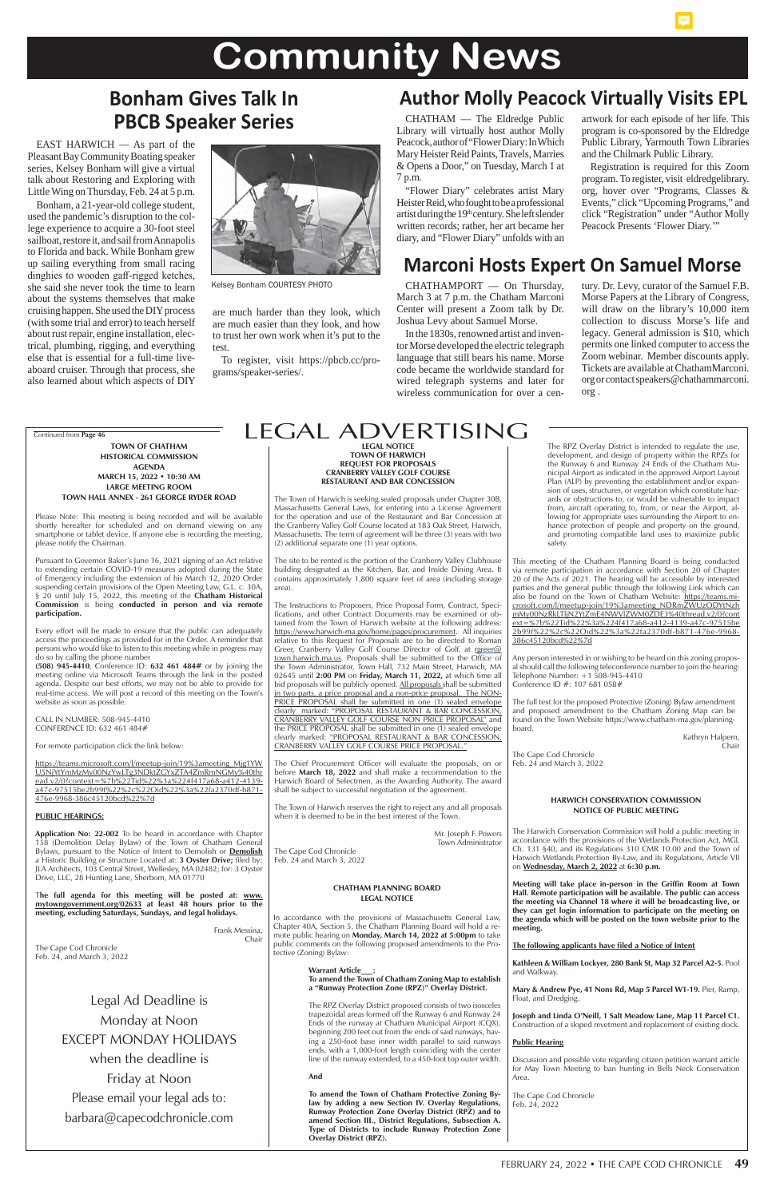# Community News

## Bonham Gives Talk In PBCB Speaker Series

EAST HARWICH — As part of the Pleasant Bay Community Boating speaker series, Kelsey Bonham will give a virtual talk about Restoring and Exploring with Little Wing on Thursday, Feb. 24 at 5 p.m.

Bonham, a 21-year-old college student, used the pandemic's disruption to the college experience to acquire a 30-foot steel sailboat, restore it, and sail from Annapolis to Florida and back. While Bonham grew up sailing everything from small racing dinghies to wooden gaff-rigged ketches, she said she never took the time to learn about the systems themselves that make cruising happen. She used the DIY process (with some trial and error) to teach herself about rust repair, engine installation, electrical, plumbing, rigging, and everything else that is essential for a full-time liveaboard cruiser. Through that process, she also learned about which aspects of DIY are much harder than they look, which are much easier than they look, and how to trust her own work when it's put to the test.

Kelsey Bonham COURTESY PHOTO

To register, visit https://pbcb.cc/programs/speaker-series/.

## Author Molly Peacock Virtually Visits EPL

CHATHAM — The Eldredge Public Library will virtually host author Molly Peacock, author of "Flower Diary: In Which Mary Heister Reid Paints, Travels, Marries & Opens a Door," on Tuesday, March 1 at 7 p.m.

"Flower Diary" celebrates artist Mary Heister Reid, who fought to be a professional artist during the 19th century. She left slender written records; rather, her art became her diary, and "Flower Diary" unfolds with an artwork for each episode of her life. This program is co-sponsored by the Eldredge Public Library, Yarmouth Town Libraries and the Chilmark Public Library.

Registration is required for this Zoom program. To register, visit eldredgelibrary.org, hover over "Programs, Classes & Events," click "Upcoming Programs," and click "Registration" under "Author Molly Peacock Presents 'Flower Diary.'"

## Marconi Hosts Expert On Samuel Morse

CHATHAMPORT — On Thursday, March 3 at 7 p.m. the Chatham Marconi Center will present a Zoom talk by Dr. Joshua Levy about Samuel Morse.

In the 1830s, renowned artist and inventor Morse developed the electric telegraph language that still bears his name. Morse code became the worldwide standard for wired telegraph systems and later for wireless communication for over a century. Dr. Levy, curator of the Samuel F.B. Morse Papers at the Library of Congress, will draw on the library's 10,000 item collection to discuss Morse's life and legacy. General admission is $10, which permits one linked computer to access the Zoom webinar. Member discounts apply. Tickets are available at ChathamMarconi.org or contact speakers@chathammarconi.org .

# LEGAL ADVERTISING

Continued from Page 46

**TOWN OF CHATHAM**
**HISTORICAL COMMISSION**
**AGENDA**
**MARCH 15, 2022 • 10:30 AM**
**LARGE MEETING ROOM**
**TOWN HALL ANNEX - 261 GEORGE RYDER ROAD**

Please Note: This meeting is being recorded and will be available shortly hereafter for scheduled and on demand viewing on any smartphone or tablet device. If anyone else is recording the meeting, please notify the Chairman.

Pursuant to Governor Baker's June 16, 2021 signing of an Act relative to extending certain COVID-19 measures adopted during the State of Emergency including the extension of his March 12, 2020 Order suspending certain provisions of the Open Meeting Law, G.L. c. 30A, § 20 until July 15, 2022, this meeting of the **Chatham Historical Commission** is being **conducted in person and via remote participation.**

Every effort will be made to ensure that the public can adequately access the proceedings as provided for in the Order. A reminder that persons who would like to listen to this meeting while in progress may do so by calling the phone number **(508) 945-4410**, Conference ID: **632 461 484#** or by joining the meeting online via Microsoft Teams through the link in the posted agenda. Despite our best efforts, we may not be able to provide for real-time access. We will post a record of this meeting on the Town's website as soon as possible.

CALL IN NUMBER: 508-945-4410
CONFERENCE ID: 632 461 484#

For remote participation click the link below:

https://teams.microsoft.com/l/meetup-join/19%3ameeting_Mjg1YWU5NjYtYmMzMy00NzYwLTg3NDktZGYxZTA4ZmRmNGMy%40thread.v2/0?context=%7b%22Tid%22%3a%224f417a68-a412-4139-a47c-97515be2b99f%22%2c%22Oid%22%3a%22fa2370df-b871-476e-9968-386c45120bcd%22%7d

**PUBLIC HEARINGS:**

**Application No: 22-002** To be heard in accordance with Chapter 158 (Demolition Delay Bylaw) of the Town of Chatham General Bylaws, pursuant to the Notice of Intent to Demolish or **Demolish** a Historic Building or Structure Located at: **3 Oyster Drive;** filed by: JLA Architects, 103 Central Street, Wellesley, MA 02482; for: 3 Oyster Drive, LLC, 28 Hunting Lane, Sherborn, MA 01770

**The full agenda for this meeting will be posted at: www.mytowngovernment.org/02633 at least 48 hours prior to the meeting, excluding Saturdays, Sundays, and legal holidays.**

Frank Messina,
Chair

The Cape Cod Chronicle
Feb. 24, and March 3, 2022

Legal Ad Deadline is
Monday at Noon
EXCEPT MONDAY HOLIDAYS
when the deadline is
Friday at Noon
Please email your legal ads to:
barbara@capecodchronicle.com

**LEGAL NOTICE**
**TOWN OF HARWICH**
**REQUEST FOR PROPOSALS**
**CRANBERRY VALLEY GOLF COURSE**
**RESTAURANT AND BAR CONCESSION**

The Town of Harwich is seeking sealed proposals under Chapter 30B, Massachusetts General Laws, for entering into a License Agreement for the operation and use of the Restaurant and Bar Concession at the Cranberry Valley Golf Course located at 183 Oak Street, Harwich, Massachusetts. The term of agreement will be three (3) years with two (2) additional separate one (1) year options.

The site to be rented is the portion of the Cranberry Valley Clubhouse building designated as the Kitchen, Bar, and Inside Dining Area. It contains approximately 1,800 square feet of area (including storage area).

The Instructions to Proposers, Price Proposal Form, Contract, Specifications, and other Contract Documents may be examined or obtained from the Town of Harwich website at the following address: https://www.harwich-ma.gov/home/pages/procurement. All inquiries relative to this Request for Proposals are to be directed to Roman Greer, Cranberry Valley Golf Course Director of Golf, at rgreer@town.harwich.ma.us. Proposals shall be submitted to the Office of the Town Administrator, Town Hall, 732 Main Street, Harwich, MA 02645 until **2:00 PM** on **Friday, March 11, 2022,** at which time all bid proposals will be publicly opened. All proposals shall be submitted in two parts, a price proposal and a non-price proposal. The NON-PRICE PROPOSAL shall be submitted in one (1) sealed envelope clearly marked: "PROPOSAL RESTAURANT & BAR CONCESSION, CRANBERRY VALLEY GOLF COURSE NON PRICE PROPOSAL" and the PRICE PROPOSAL shall be submitted in one (1) sealed envelope clearly marked: "PROPOSAL RESTAURANT & BAR CONCESSION, CRANBERRY VALLEY GOLF COURSE PRICE PROPOSAL."

The Chief Procurement Officer will evaluate the proposals, on or before **March 18, 2022** and shall make a recommendation to the Harwich Board of Selectmen, as the Awarding Authority. The award shall be subject to successful negotiation of the agreement.

The Town of Harwich reserves the right to reject any and all proposals when it is deemed to be in the best interest of the Town.

Mr. Joseph F. Powers
Town Administrator

The Cape Cod Chronicle
Feb. 24 and March 3, 2022

**CHATHAM PLANNING BOARD**
**LEGAL NOTICE**

In accordance with the provisions of Massachusetts General Law, Chapter 40A, Section 5, the Chatham Planning Board will hold a remote public hearing on **Monday, March 14, 2022 at 5:00pm** to take public comments on the following proposed amendments to the Protective (Zoning) Bylaw:

**Warrant Article___:**
**To amend the Town of Chatham Zoning Map to establish a "Runway Protection Zone (RPZ)" Overlay District.**

The RPZ Overlay District proposed consists of two isosceles trapezoidal areas formed off the Runway 6 and Runway 24 Ends of the runway at Chatham Municipal Airport (CQX), beginning 200 feet out from the ends of said runways, having a 250-foot base inner width parallel to said runways ends, with a 1,000-foot length coinciding with the center line of the runway extended, to a 450-foot top outer width.

**And**

**To amend the Town of Chatham Protective Zoning Bylaw by adding a new Section IV. Overlay Regulations, Runway Protection Zone Overlay District (RPZ) and to amend Section III., District Regulations, Subsection A. Type of Districts to include Runway Protection Zone Overlay District (RPZ).**

The RPZ Overlay District is intended to regulate the use, development, and design of property within the RPZs for the Runway 6 and Runway 24 Ends of the Chatham Municipal Airport as indicated in the approved Airport Layout Plan (ALP) by preventing the establishment and/or expansion of uses, structures, or vegetation which constitute hazards or obstructions to, or would be vulnerable to impact from, aircraft operating to, from, or near the Airport, allowing for appropriate uses surrounding the Airport to enhance protection of people and property on the ground, and promoting compatible land uses to maximize public safety.

This meeting of the Chatham Planning Board is being conducted via remote participation in accordance with Section 20 of Chapter 20 of the Acts of 2021. The hearing will be accessible by interested parties and the general public through the following Link which can also be found on the Town of Chatham Website: https://teams.microsoft.com/l/meetup-join/19%3ameeting_NDRmZWUzODYtNzhmMy00NzRkLTljN2YtZmE4NWViZWM0ZDE3%40thread.v2/0?context=%7b%22Tid%22%3a%224f417a68-a412-4139-a47c-97515be2b99f%22%2c%22Oid%22%3a%22fa2370df-b871-476e-9968-386c45120bcd%22%7d

Any person interested in or wishing to be heard on this zoning proposal should call the following teleconference number to join the hearing:
Telephone Number: +1 508-945-4410
Conference ID #: 107 681 058#

The full text for the proposed Protective (Zoning) Bylaw amendment and proposed amendment to the Chatham Zoning Map can be found on the Town Website https://www.chatham-ma.gov/planning-board.

Kathryn Halpern,
Chair

The Cape Cod Chronicle
Feb. 24 and March 3, 2022

**HARWICH CONSERVATION COMMISSION**
**NOTICE OF PUBLIC MEETING**

The Harwich Conservation Commission will hold a public meeting in accordance with the provisions of the Wetlands Protection Act, MGL Ch. 131 §40, and its Regulations 310 CMR 10.00 and the Town of Harwich Wetlands Protection By-Law, and its Regulations, Article VII on **Wednesday, March 2, 2022** at **6:30 p.m.**

**Meeting will take place in-person in the Griffin Room at Town Hall. Remote participation will be available. The public can access the meeting via Channel 18 where it will be broadcasting live, or they can get login information to participate on the meeting on the agenda which will be posted on the town website prior to the meeting.**

**The following applicants have filed a Notice of Intent**

**Kathleen & William Lockyer, 280 Bank St, Map 32 Parcel A2-5.** Pool and Walkway.

**Mary & Andrew Pye, 41 Nons Rd, Map 5 Parcel W1-19.** Pier, Ramp, Float, and Dredging.

**Joseph and Linda O'Neill, 1 Salt Meadow Lane, Map 11 Parcel C1.** Construction of a sloped revetment and replacement of existing dock.

**Public Hearing**

Discussion and vote regarding citizen petition warrant article for May Town Meeting to ban hunting in Bells Neck Conservation Area.

The Cape Cod Chronicle
Feb. 24, 2022